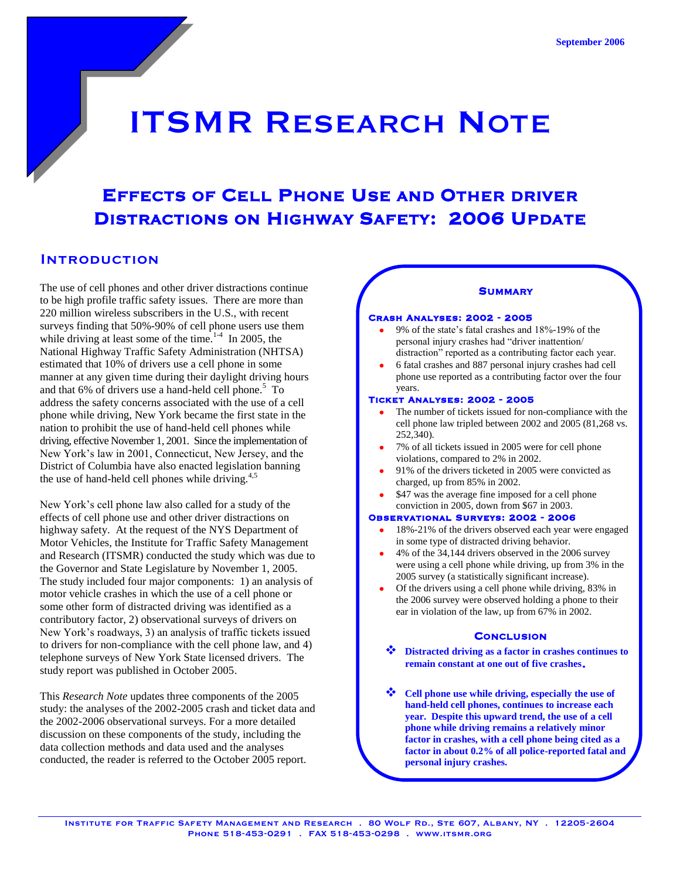September 2006

# ITSMR Research Note

## Effects of Cell Phone Use and Other Driver Distractions on Highway Safety: 2006 Update

### Introduction

The use of cell phones and other driver distractions continue to be high profile traffic safety issues. There are more than 220 million wireless subscribers in the U.S., with recent surveys finding that 50%-90% of cell phone users use them while driving at least some of the time.[1-4] In 2005, the National Highway Traffic Safety Administration (NHTSA) estimated that 10% of drivers use a cell phone in some manner at any given time during their daylight driving hours and that 6% of drivers use a hand-held cell phone.[5] To address the safety concerns associated with the use of a cell phone while driving, New York became the first state in the nation to prohibit the use of hand-held cell phones while driving, effective November 1, 2001. Since the implementation of New York's law in 2001, Connecticut, New Jersey, and the District of Columbia have also enacted legislation banning the use of hand-held cell phones while driving.[4,5]

New York's cell phone law also called for a study of the effects of cell phone use and other driver distractions on highway safety. At the request of the NYS Department of Motor Vehicles, the Institute for Traffic Safety Management and Research (ITSMR) conducted the study which was due to the Governor and State Legislature by November 1, 2005. The study included four major components: 1) an analysis of motor vehicle crashes in which the use of a cell phone or some other form of distracted driving was identified as a contributory factor, 2) observational surveys of drivers on New York's roadways, 3) an analysis of traffic tickets issued to drivers for non-compliance with the cell phone law, and 4) telephone surveys of New York State licensed drivers. The study report was published in October 2005.

This *Research Note* updates three components of the 2005 study: the analyses of the 2002-2005 crash and ticket data and the 2002-2006 observational surveys. For a more detailed discussion on these components of the study, including the data collection methods and data used and the analyses conducted, the reader is referred to the October 2005 report.

### Summary

**Crash Analyses: 2002 - 2005**

- 9% of the state's fatal crashes and 18%-19% of the personal injury crashes had "driver inattention/ distraction" reported as a contributing factor each year.
- 6 fatal crashes and 887 personal injury crashes had cell phone use reported as a contributing factor over the four years.

**Ticket Analyses: 2002 - 2005**

- The number of tickets issued for non-compliance with the cell phone law tripled between 2002 and 2005 (81,268 vs. 252,340).
- 7% of all tickets issued in 2005 were for cell phone violations, compared to 2% in 2002.
- 91% of the drivers ticketed in 2005 were convicted as charged, up from 85% in 2002.
- $47 was the average fine imposed for a cell phone conviction in 2005, down from $67 in 2003.

**Observational Surveys: 2002 - 2006**

- 18%-21% of the drivers observed each year were engaged in some type of distracted driving behavior.
- 4% of the 34,144 drivers observed in the 2006 survey were using a cell phone while driving, up from 3% in the 2005 survey (a statistically significant increase).
- Of the drivers using a cell phone while driving, 83% in the 2006 survey were observed holding a phone to their ear in violation of the law, up from 67% in 2002.

**Conclusion**

- **Distracted driving as a factor in crashes continues to remain constant at one out of five crashes.**
- **Cell phone use while driving, especially the use of hand-held cell phones, continues to increase each year. Despite this upward trend, the use of a cell phone while driving remains a relatively minor factor in crashes, with a cell phone being cited as a factor in about 0.2% of all police-reported fatal and personal injury crashes.**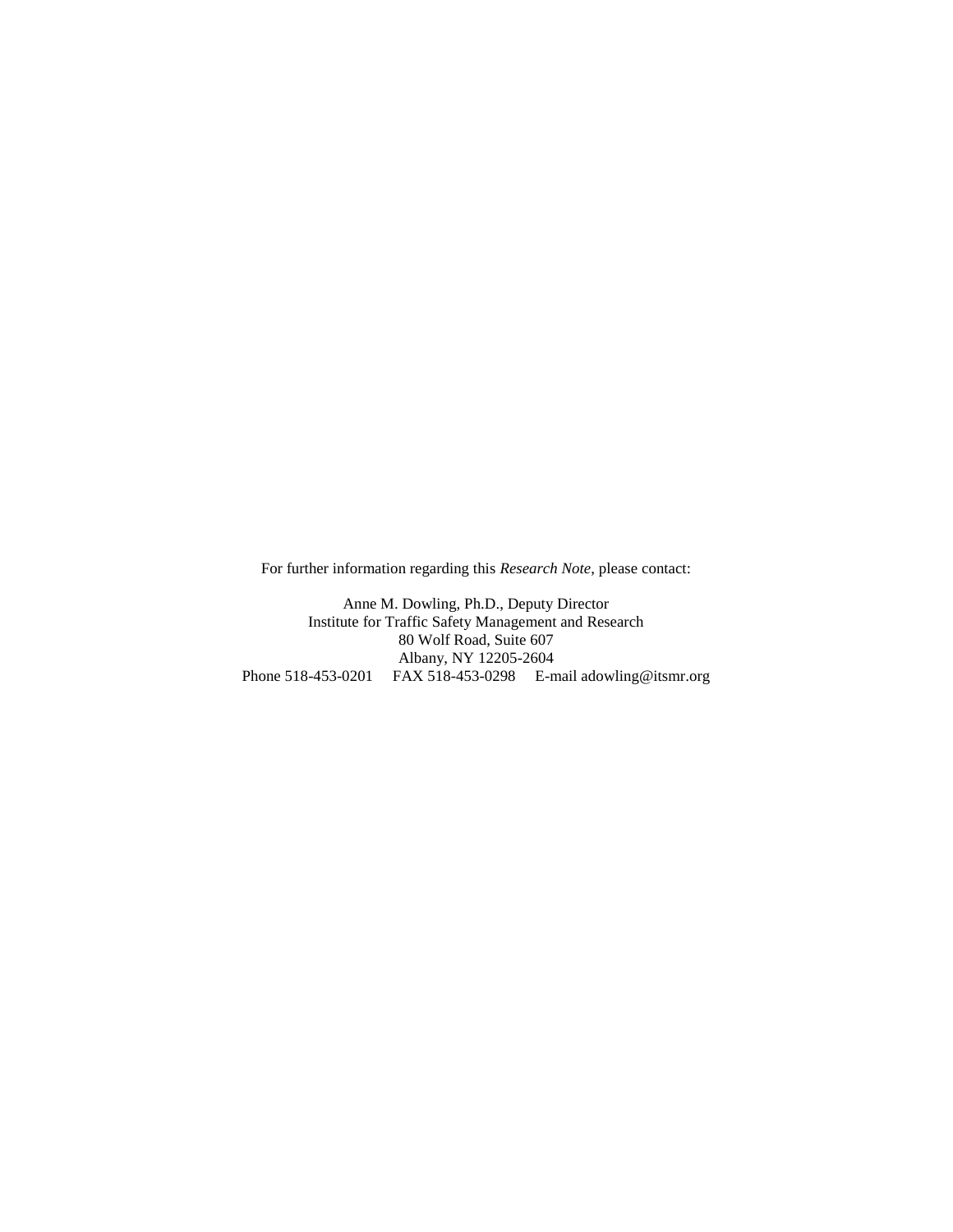For further information regarding this *Research Note*, please contact:

Anne M. Dowling, Ph.D., Deputy Director
Institute for Traffic Safety Management and Research
80 Wolf Road, Suite 607
Albany, NY 12205-2604
Phone 518-453-0201 FAX 518-453-0298 E-mail adowling@itsmr.org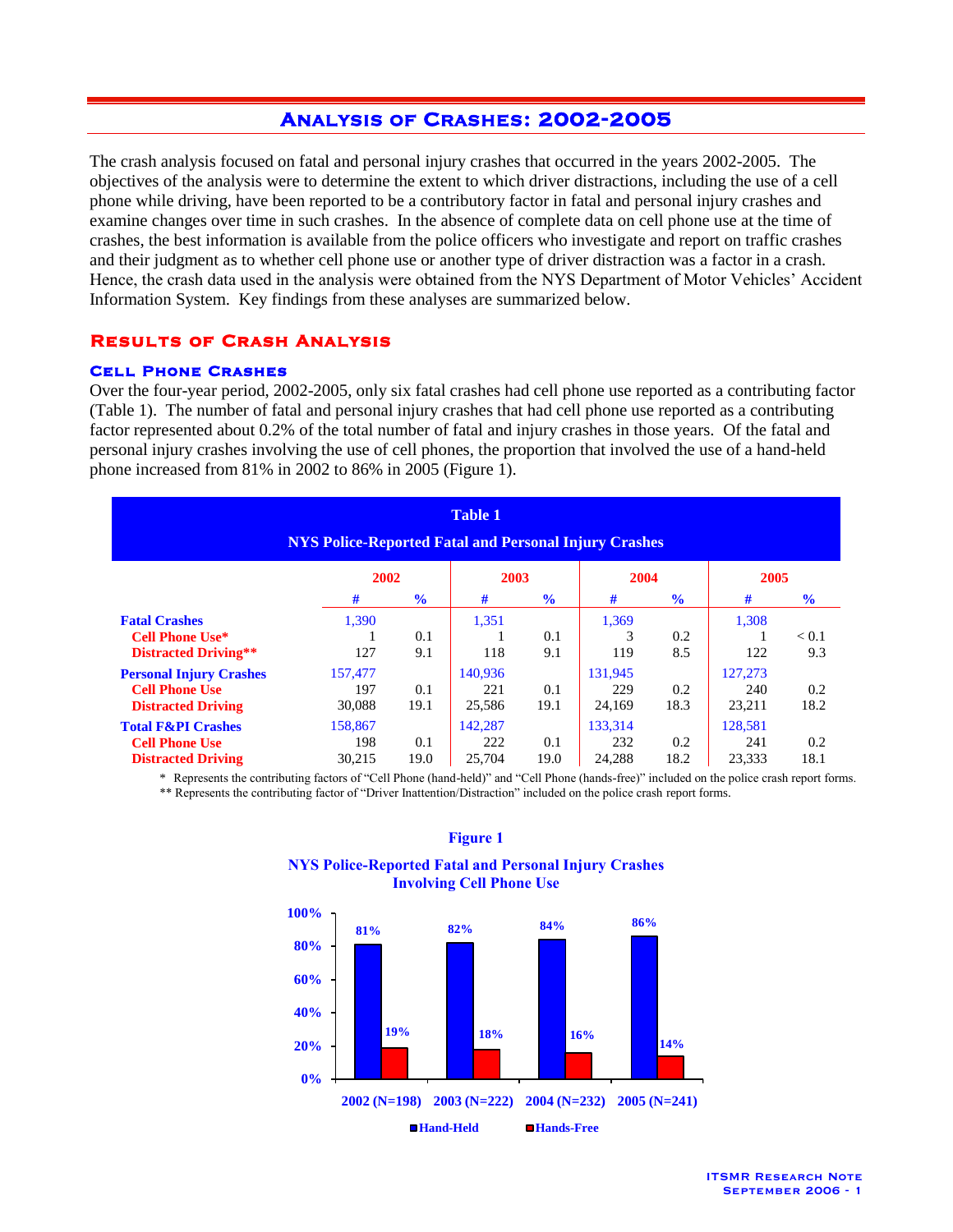# Analysis of Crashes: 2002-2005

The crash analysis focused on fatal and personal injury crashes that occurred in the years 2002-2005. The objectives of the analysis were to determine the extent to which driver distractions, including the use of a cell phone while driving, have been reported to be a contributory factor in fatal and personal injury crashes and examine changes over time in such crashes. In the absence of complete data on cell phone use at the time of crashes, the best information is available from the police officers who investigate and report on traffic crashes and their judgment as to whether cell phone use or another type of driver distraction was a factor in a crash. Hence, the crash data used in the analysis were obtained from the NYS Department of Motor Vehicles' Accident Information System. Key findings from these analyses are summarized below.

## Results of Crash Analysis

### Cell Phone Crashes

Over the four-year period, 2002-2005, only six fatal crashes had cell phone use reported as a contributing factor (Table 1). The number of fatal and personal injury crashes that had cell phone use reported as a contributing factor represented about 0.2% of the total number of fatal and injury crashes in those years. Of the fatal and personal injury crashes involving the use of cell phones, the proportion that involved the use of a hand-held phone increased from 81% in 2002 to 86% in 2005 (Figure 1).

**Table 1**
**NYS Police-Reported Fatal and Personal Injury Crashes**

| | 2002 | | 2003 | | 2004 | | 2005 | |
|---|---|---|---|---|---|---|---|---|
| | # | % | # | % | # | % | # | % |
| **Fatal Crashes** | 1,390 | | 1,351 | | 1,369 | | 1,308 | |
| Cell Phone Use* | 1 | 0.1 | 1 | 0.1 | 3 | 0.2 | 1 | < 0.1 |
| Distracted Driving** | 127 | 9.1 | 118 | 9.1 | 119 | 8.5 | 122 | 9.3 |
| **Personal Injury Crashes** | 157,477 | | 140,936 | | 131,945 | | 127,273 | |
| Cell Phone Use | 197 | 0.1 | 221 | 0.1 | 229 | 0.2 | 240 | 0.2 |
| Distracted Driving | 30,088 | 19.1 | 25,586 | 19.1 | 24,169 | 18.3 | 23,211 | 18.2 |
| **Total F&PI Crashes** | 158,867 | | 142,287 | | 133,314 | | 128,581 | |
| Cell Phone Use | 198 | 0.1 | 222 | 0.1 | 232 | 0.2 | 241 | 0.2 |
| Distracted Driving | 30,215 | 19.0 | 25,704 | 19.0 | 24,288 | 18.2 | 23,333 | 18.1 |

\* Represents the contributing factors of "Cell Phone (hand-held)" and "Cell Phone (hands-free)" included on the police crash report forms.
** Represents the contributing factor of "Driver Inattention/Distraction" included on the police crash report forms.

**Figure 1**
**NYS Police-Reported Fatal and Personal Injury Crashes Involving Cell Phone Use**

| Year | Hand-Held | Hands-Free |
|---|---|---|
| 2002 (N=198) | 81% | 19% |
| 2003 (N=222) | 82% | 18% |
| 2004 (N=232) | 84% | 16% |
| 2005 (N=241) | 86% | 14% |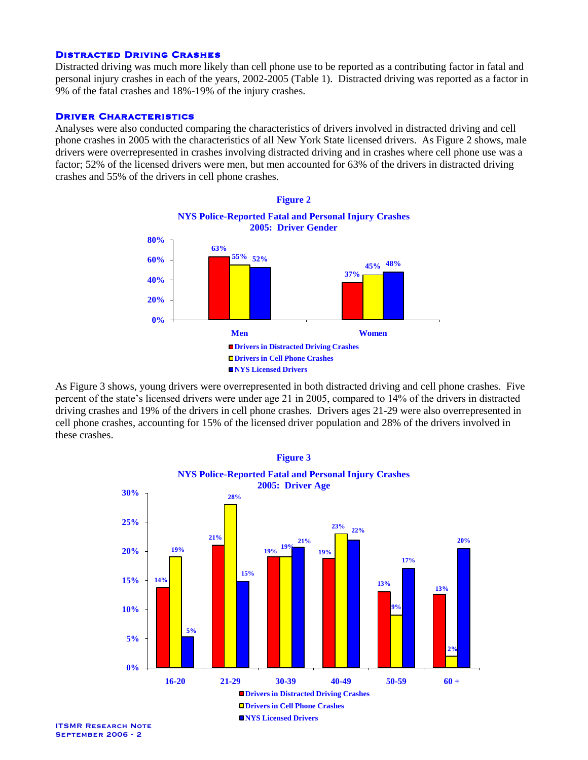### Distracted Driving Crashes

Distracted driving was much more likely than cell phone use to be reported as a contributing factor in fatal and personal injury crashes in each of the years, 2002-2005 (Table 1). Distracted driving was reported as a factor in 9% of the fatal crashes and 18%-19% of the injury crashes.

### Driver Characteristics

Analyses were also conducted comparing the characteristics of drivers involved in distracted driving and cell phone crashes in 2005 with the characteristics of all New York State licensed drivers. As Figure 2 shows, male drivers were overrepresented in crashes involving distracted driving and in crashes where cell phone use was a factor; 52% of the licensed drivers were men, but men accounted for 63% of the drivers in distracted driving crashes and 55% of the drivers in cell phone crashes.

**Figure 2**

**NYS Police-Reported Fatal and Personal Injury Crashes 2005: Driver Gender**

| | Drivers in Distracted Driving Crashes | Drivers in Cell Phone Crashes | NYS Licensed Drivers |
|---|---|---|---|
| Men | 63% | 55% | 52% |
| Women | 37% | 45% | 48% |

As Figure 3 shows, young drivers were overrepresented in both distracted driving and cell phone crashes. Five percent of the state's licensed drivers were under age 21 in 2005, compared to 14% of the drivers in distracted driving crashes and 19% of the drivers in cell phone crashes. Drivers ages 21-29 were also overrepresented in cell phone crashes, accounting for 15% of the licensed driver population and 28% of the drivers involved in these crashes.

**Figure 3**

**NYS Police-Reported Fatal and Personal Injury Crashes 2005: Driver Age**

| | Drivers in Distracted Driving Crashes | Drivers in Cell Phone Crashes | NYS Licensed Drivers |
|---|---|---|---|
| 16-20 | 14% | 19% | 5% |
| 21-29 | 21% | 28% | 15% |
| 30-39 | 19% | 19% | 21% |
| 40-49 | 19% | 23% | 22% |
| 50-59 | 13% | 9% | 17% |
| 60 + | 13% | 2% | 20% |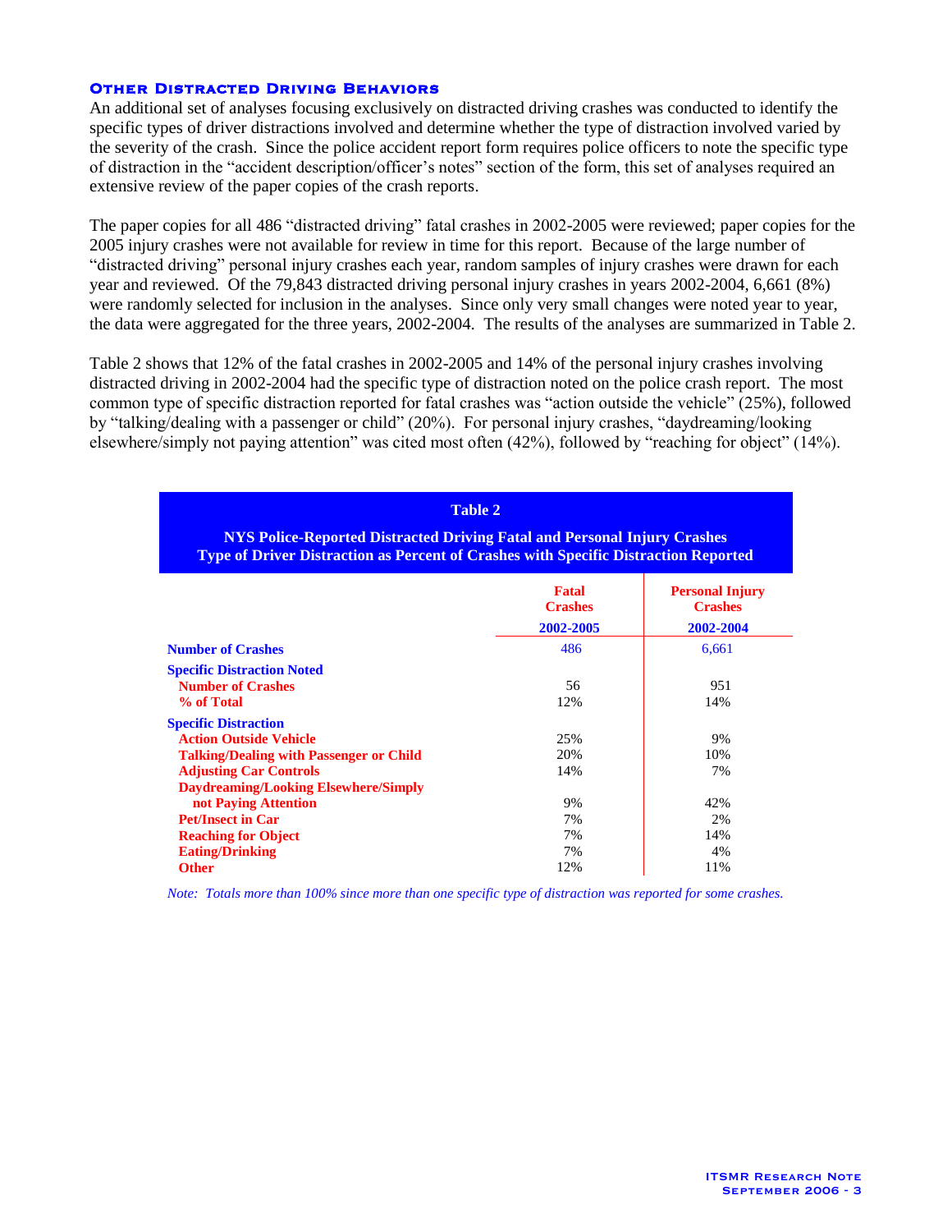### Other Distracted Driving Behaviors

An additional set of analyses focusing exclusively on distracted driving crashes was conducted to identify the specific types of driver distractions involved and determine whether the type of distraction involved varied by the severity of the crash. Since the police accident report form requires police officers to note the specific type of distraction in the "accident description/officer's notes" section of the form, this set of analyses required an extensive review of the paper copies of the crash reports.

The paper copies for all 486 "distracted driving" fatal crashes in 2002-2005 were reviewed; paper copies for the 2005 injury crashes were not available for review in time for this report. Because of the large number of "distracted driving" personal injury crashes each year, random samples of injury crashes were drawn for each year and reviewed. Of the 79,843 distracted driving personal injury crashes in years 2002-2004, 6,661 (8%) were randomly selected for inclusion in the analyses. Since only very small changes were noted year to year, the data were aggregated for the three years, 2002-2004. The results of the analyses are summarized in Table 2.

Table 2 shows that 12% of the fatal crashes in 2002-2005 and 14% of the personal injury crashes involving distracted driving in 2002-2004 had the specific type of distraction noted on the police crash report. The most common type of specific distraction reported for fatal crashes was "action outside the vehicle" (25%), followed by "talking/dealing with a passenger or child" (20%). For personal injury crashes, "daydreaming/looking elsewhere/simply not paying attention" was cited most often (42%), followed by "reaching for object" (14%).

**Table 2**

**NYS Police-Reported Distracted Driving Fatal and Personal Injury Crashes**
**Type of Driver Distraction as Percent of Crashes with Specific Distraction Reported**

| | Fatal Crashes 2002-2005 | Personal Injury Crashes 2002-2004 |
|---|---|---|
| **Number of Crashes** | 486 | 6,661 |
| **Specific Distraction Noted** | | |
| **Number of Crashes** | 56 | 951 |
| **% of Total** | 12% | 14% |
| **Specific Distraction** | | |
| **Action Outside Vehicle** | 25% | 9% |
| **Talking/Dealing with Passenger or Child** | 20% | 10% |
| **Adjusting Car Controls** | 14% | 7% |
| **Daydreaming/Looking Elsewhere/Simply not Paying Attention** | 9% | 42% |
| **Pet/Insect in Car** | 7% | 2% |
| **Reaching for Object** | 7% | 14% |
| **Eating/Drinking** | 7% | 4% |
| **Other** | 12% | 11% |

*Note: Totals more than 100% since more than one specific type of distraction was reported for some crashes.*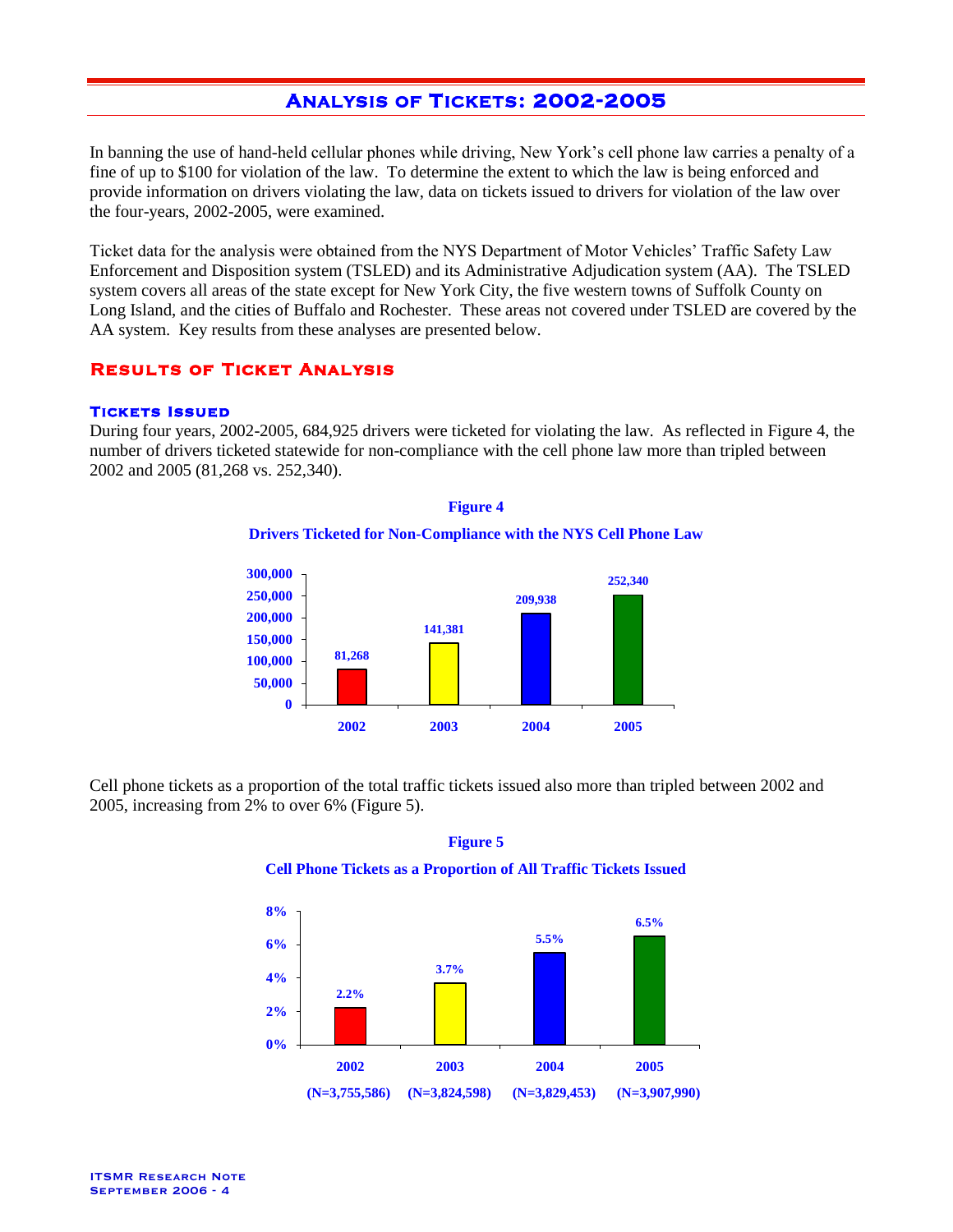## Analysis of Tickets: 2002-2005

In banning the use of hand-held cellular phones while driving, New York's cell phone law carries a penalty of a fine of up to $100 for violation of the law. To determine the extent to which the law is being enforced and provide information on drivers violating the law, data on tickets issued to drivers for violation of the law over the four-years, 2002-2005, were examined.

Ticket data for the analysis were obtained from the NYS Department of Motor Vehicles' Traffic Safety Law Enforcement and Disposition system (TSLED) and its Administrative Adjudication system (AA). The TSLED system covers all areas of the state except for New York City, the five western towns of Suffolk County on Long Island, and the cities of Buffalo and Rochester. These areas not covered under TSLED are covered by the AA system. Key results from these analyses are presented below.

### Results of Ticket Analysis

#### Tickets Issued

During four years, 2002-2005, 684,925 drivers were ticketed for violating the law. As reflected in Figure 4, the number of drivers ticketed statewide for non-compliance with the cell phone law more than tripled between 2002 and 2005 (81,268 vs. 252,340).

**Figure 4**

**Drivers Ticketed for Non-Compliance with the NYS Cell Phone Law**

| Year | Drivers Ticketed |
|---|---|
| 2002 | 81,268 |
| 2003 | 141,381 |
| 2004 | 209,938 |
| 2005 | 252,340 |

Cell phone tickets as a proportion of the total traffic tickets issued also more than tripled between 2002 and 2005, increasing from 2% to over 6% (Figure 5).

**Figure 5**

**Cell Phone Tickets as a Proportion of All Traffic Tickets Issued**

| Year | Proportion |
|---|---|
| 2002 (N=3,755,586) | 2.2% |
| 2003 (N=3,824,598) | 3.7% |
| 2004 (N=3,829,453) | 5.5% |
| 2005 (N=3,907,990) | 6.5% |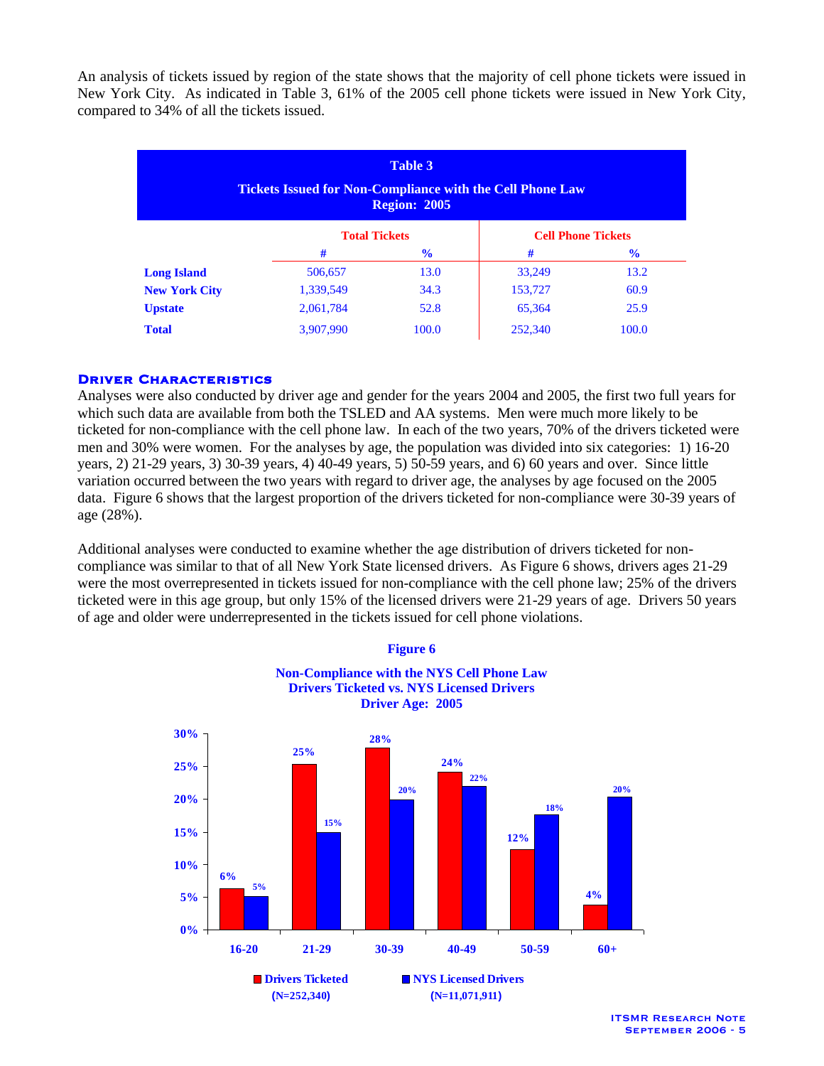An analysis of tickets issued by region of the state shows that the majority of cell phone tickets were issued in New York City. As indicated in Table 3, 61% of the 2005 cell phone tickets were issued in New York City, compared to 34% of all the tickets issued.

**Table 3**
**Tickets Issued for Non-Compliance with the Cell Phone Law**
**Region: 2005**

| | Total Tickets | | Cell Phone Tickets | |
|---|---|---|---|---|
| | # | % | # | % |
| **Long Island** | 506,657 | 13.0 | 33,249 | 13.2 |
| **New York City** | 1,339,549 | 34.3 | 153,727 | 60.9 |
| **Upstate** | 2,061,784 | 52.8 | 65,364 | 25.9 |
| **Total** | 3,907,990 | 100.0 | 252,340 | 100.0 |

## Driver Characteristics

Analyses were also conducted by driver age and gender for the years 2004 and 2005, the first two full years for which such data are available from both the TSLED and AA systems. Men were much more likely to be ticketed for non-compliance with the cell phone law. In each of the two years, 70% of the drivers ticketed were men and 30% were women. For the analyses by age, the population was divided into six categories: 1) 16-20 years, 2) 21-29 years, 3) 30-39 years, 4) 40-49 years, 5) 50-59 years, and 6) 60 years and over. Since little variation occurred between the two years with regard to driver age, the analyses by age focused on the 2005 data. Figure 6 shows that the largest proportion of the drivers ticketed for non-compliance were 30-39 years of age (28%).

Additional analyses were conducted to examine whether the age distribution of drivers ticketed for non-compliance was similar to that of all New York State licensed drivers. As Figure 6 shows, drivers ages 21-29 were the most overrepresented in tickets issued for non-compliance with the cell phone law; 25% of the drivers ticketed were in this age group, but only 15% of the licensed drivers were 21-29 years of age. Drivers 50 years of age and older were underrepresented in the tickets issued for cell phone violations.

**Figure 6**

**Non-Compliance with the NYS Cell Phone Law**
**Drivers Ticketed vs. NYS Licensed Drivers**
**Driver Age: 2005**

| Age | Drivers Ticketed (N=252,340) | NYS Licensed Drivers (N=11,071,911) |
|---|---|---|
| 16-20 | 6% | 5% |
| 21-29 | 25% | 15% |
| 30-39 | 28% | 20% |
| 40-49 | 24% | 22% |
| 50-59 | 12% | 18% |
| 60+ | 4% | 20% |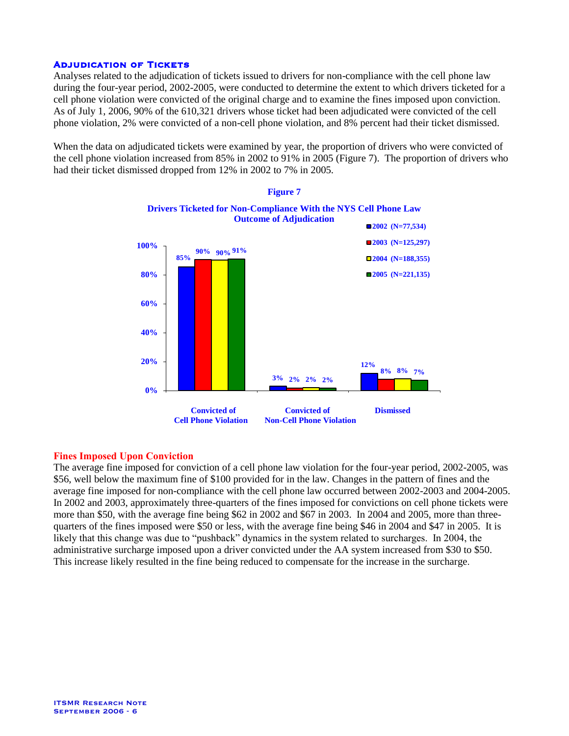## Adjudication of Tickets

Analyses related to the adjudication of tickets issued to drivers for non-compliance with the cell phone law during the four-year period, 2002-2005, were conducted to determine the extent to which drivers ticketed for a cell phone violation were convicted of the original charge and to examine the fines imposed upon conviction. As of July 1, 2006, 90% of the 610,321 drivers whose ticket had been adjudicated were convicted of the cell phone violation, 2% were convicted of a non-cell phone violation, and 8% percent had their ticket dismissed.

When the data on adjudicated tickets were examined by year, the proportion of drivers who were convicted of the cell phone violation increased from 85% in 2002 to 91% in 2005 (Figure 7). The proportion of drivers who had their ticket dismissed dropped from 12% in 2002 to 7% in 2005.

**Figure 7**

**Drivers Ticketed for Non-Compliance With the NYS Cell Phone Law**
**Outcome of Adjudication**

| Outcome | 2002 (N=77,534) | 2003 (N=125,297) | 2004 (N=188,355) | 2005 (N=221,135) |
|---|---|---|---|---|
| Convicted of Cell Phone Violation | 85% | 90% | 90% | 91% |
| Convicted of Non-Cell Phone Violation | 3% | 2% | 2% | 2% |
| Dismissed | 12% | 8% | 8% | 7% |

## Fines Imposed Upon Conviction

The average fine imposed for conviction of a cell phone law violation for the four-year period, 2002-2005, was $56, well below the maximum fine of $100 provided for in the law. Changes in the pattern of fines and the average fine imposed for non-compliance with the cell phone law occurred between 2002-2003 and 2004-2005. In 2002 and 2003, approximately three-quarters of the fines imposed for convictions on cell phone tickets were more than $50, with the average fine being $62 in 2002 and $67 in 2003. In 2004 and 2005, more than three-quarters of the fines imposed were $50 or less, with the average fine being $46 in 2004 and $47 in 2005. It is likely that this change was due to "pushback" dynamics in the system related to surcharges. In 2004, the administrative surcharge imposed upon a driver convicted under the AA system increased from $30 to $50. This increase likely resulted in the fine being reduced to compensate for the increase in the surcharge.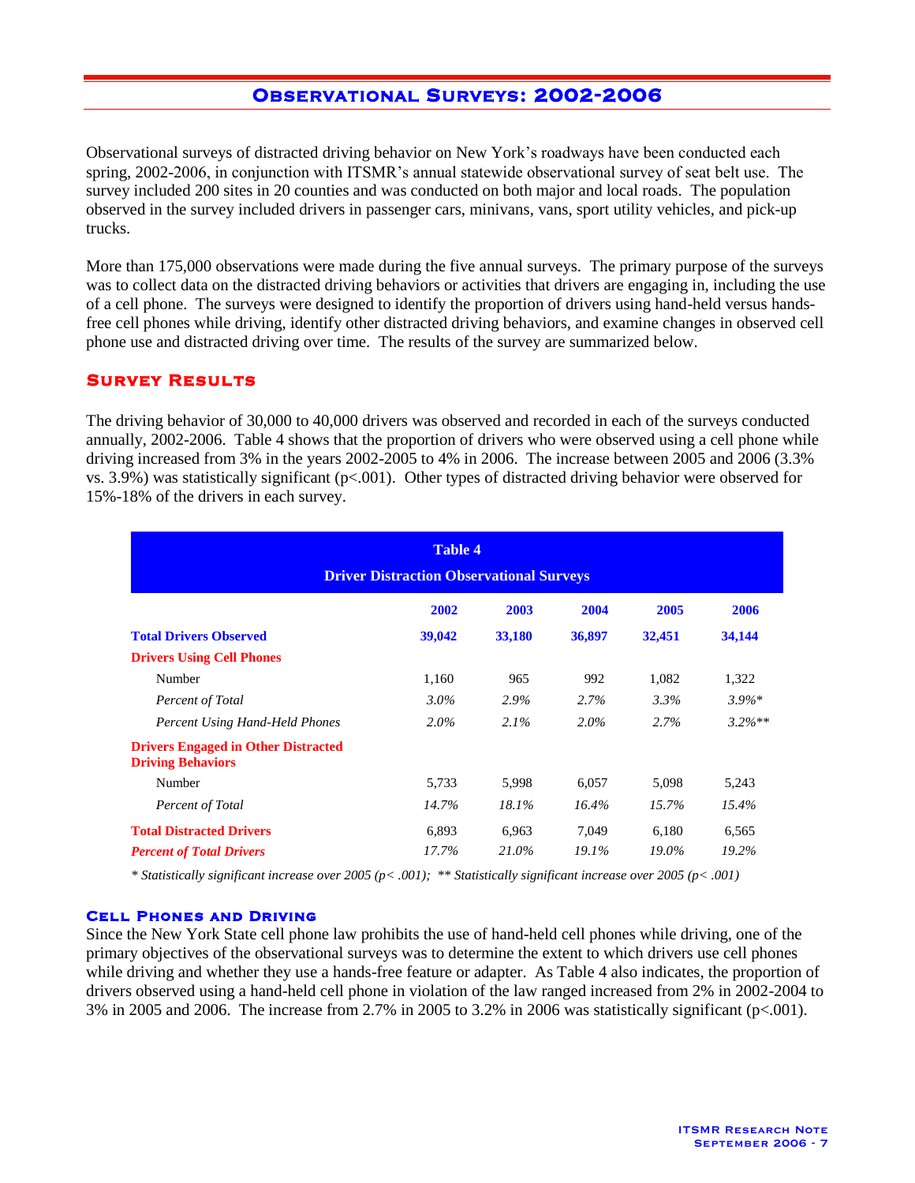## Observational Surveys: 2002-2006

Observational surveys of distracted driving behavior on New York's roadways have been conducted each spring, 2002-2006, in conjunction with ITSMR's annual statewide observational survey of seat belt use. The survey included 200 sites in 20 counties and was conducted on both major and local roads. The population observed in the survey included drivers in passenger cars, minivans, vans, sport utility vehicles, and pick-up trucks.

More than 175,000 observations were made during the five annual surveys. The primary purpose of the surveys was to collect data on the distracted driving behaviors or activities that drivers are engaging in, including the use of a cell phone. The surveys were designed to identify the proportion of drivers using hand-held versus hands-free cell phones while driving, identify other distracted driving behaviors, and examine changes in observed cell phone use and distracted driving over time. The results of the survey are summarized below.

### Survey Results

The driving behavior of 30,000 to 40,000 drivers was observed and recorded in each of the surveys conducted annually, 2002-2006. Table 4 shows that the proportion of drivers who were observed using a cell phone while driving increased from 3% in the years 2002-2005 to 4% in 2006. The increase between 2005 and 2006 (3.3% vs. 3.9%) was statistically significant ($p<.001$). Other types of distracted driving behavior were observed for 15%-18% of the drivers in each survey.

**Table 4**
**Driver Distraction Observational Surveys**

| | 2002 | 2003 | 2004 | 2005 | 2006 |
|---|---|---|---|---|---|
| **Total Drivers Observed** | **39,042** | **33,180** | **36,897** | **32,451** | **34,144** |
| **Drivers Using Cell Phones** | | | | | |
| Number | 1,160 | 965 | 992 | 1,082 | 1,322 |
| *Percent of Total* | *3.0%* | *2.9%* | *2.7%* | *3.3%* | *3.9%** |
| *Percent Using Hand-Held Phones* | *2.0%* | *2.1%* | *2.0%* | *2.7%* | *3.2%*** |
| **Drivers Engaged in Other Distracted Driving Behaviors** | | | | | |
| Number | 5,733 | 5,998 | 6,057 | 5,098 | 5,243 |
| *Percent of Total* | *14.7%* | *18.1%* | *16.4%* | *15.7%* | *15.4%* |
| **Total Distracted Drivers** | 6,893 | 6,963 | 7,049 | 6,180 | 6,565 |
| ***Percent of Total Drivers*** | *17.7%* | *21.0%* | *19.1%* | *19.0%* | *19.2%* |

*\* Statistically significant increase over 2005 ($p< .001$); \*\* Statistically significant increase over 2005 ($p< .001$)*

#### Cell Phones and Driving

Since the New York State cell phone law prohibits the use of hand-held cell phones while driving, one of the primary objectives of the observational surveys was to determine the extent to which drivers use cell phones while driving and whether they use a hands-free feature or adapter. As Table 4 also indicates, the proportion of drivers observed using a hand-held cell phone in violation of the law ranged increased from 2% in 2002-2004 to 3% in 2005 and 2006. The increase from 2.7% in 2005 to 3.2% in 2006 was statistically significant ($p<.001$).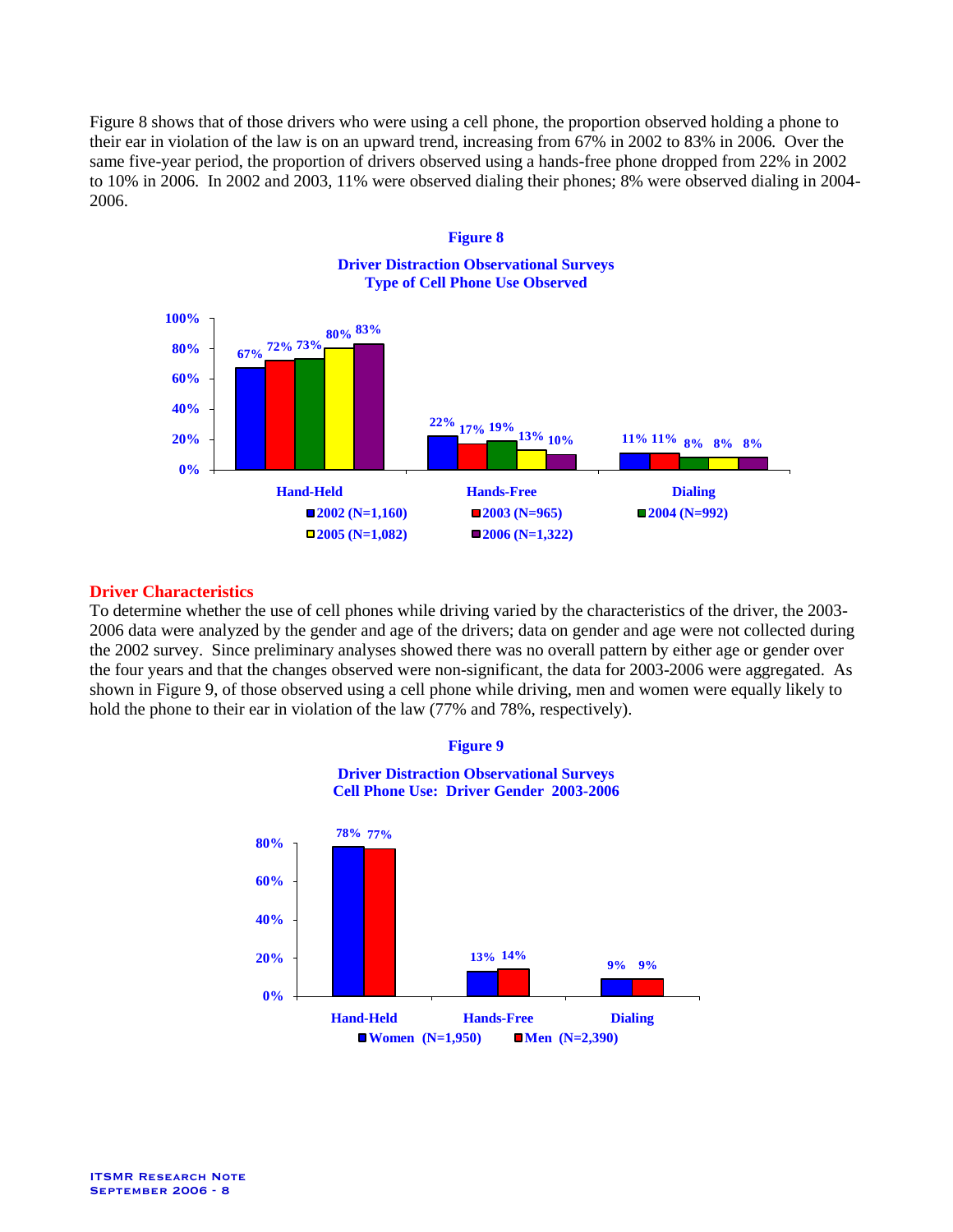Figure 8 shows that of those drivers who were using a cell phone, the proportion observed holding a phone to their ear in violation of the law is on an upward trend, increasing from 67% in 2002 to 83% in 2006. Over the same five-year period, the proportion of drivers observed using a hands-free phone dropped from 22% in 2002 to 10% in 2006. In 2002 and 2003, 11% were observed dialing their phones; 8% were observed dialing in 2004-2006.

**Figure 8**

**Driver Distraction Observational Surveys**
**Type of Cell Phone Use Observed**

| | 2002 (N=1,160) | 2003 (N=965) | 2004 (N=992) | 2005 (N=1,082) | 2006 (N=1,322) |
|---|---|---|---|---|---|
| Hand-Held | 67% | 72% | 73% | 80% | 83% |
| Hands-Free | 22% | 17% | 19% | 13% | 10% |
| Dialing | 11% | 11% | 8% | 8% | 8% |

## Driver Characteristics

To determine whether the use of cell phones while driving varied by the characteristics of the driver, the 2003-2006 data were analyzed by the gender and age of the drivers; data on gender and age were not collected during the 2002 survey. Since preliminary analyses showed there was no overall pattern by either age or gender over the four years and that the changes observed were non-significant, the data for 2003-2006 were aggregated. As shown in Figure 9, of those observed using a cell phone while driving, men and women were equally likely to hold the phone to their ear in violation of the law (77% and 78%, respectively).

**Figure 9**

**Driver Distraction Observational Surveys**
**Cell Phone Use: Driver Gender 2003-2006**

| | Women (N=1,950) | Men (N=2,390) |
|---|---|---|
| Hand-Held | 78% | 77% |
| Hands-Free | 13% | 14% |
| Dialing | 9% | 9% |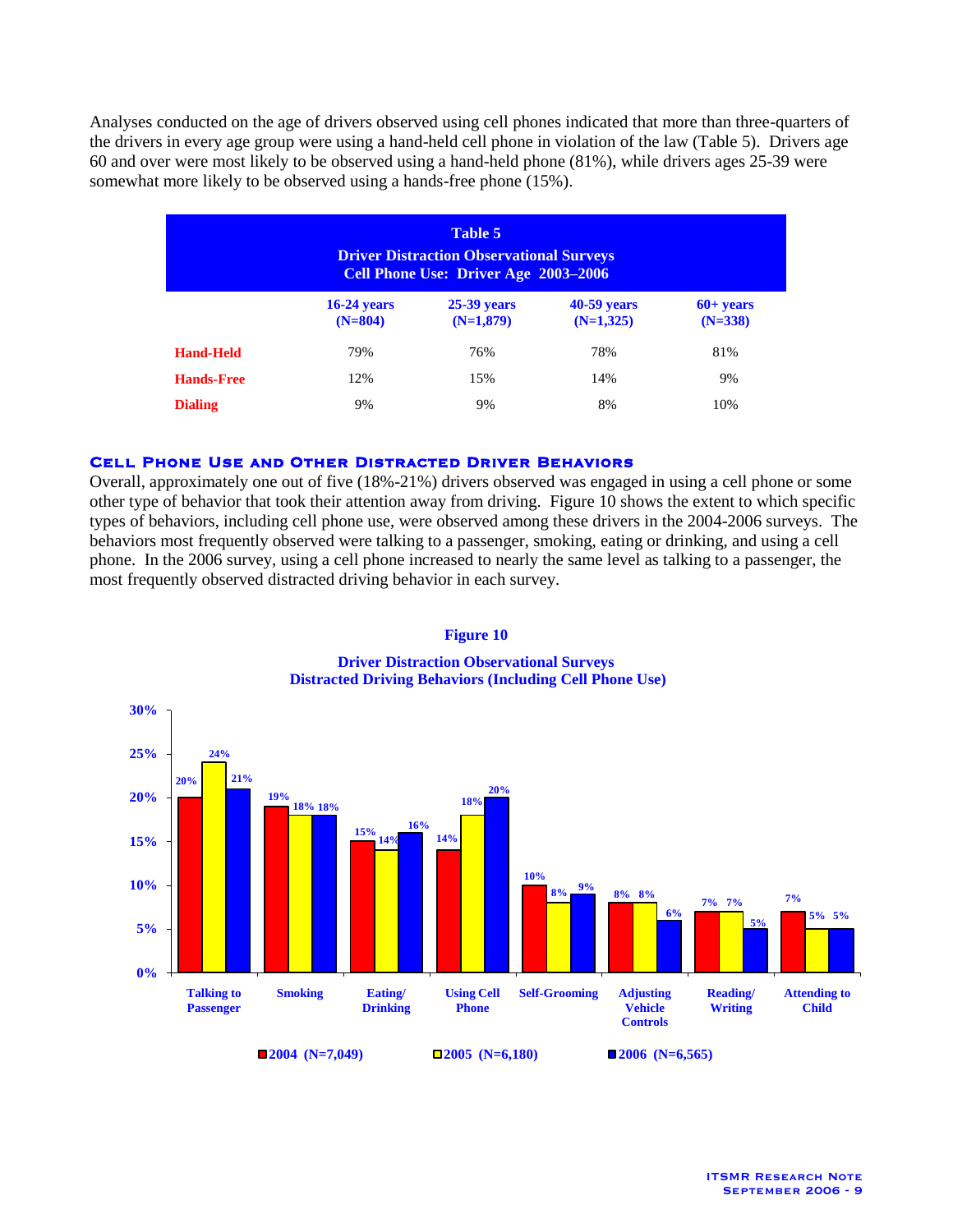Analyses conducted on the age of drivers observed using cell phones indicated that more than three-quarters of the drivers in every age group were using a hand-held cell phone in violation of the law (Table 5). Drivers age 60 and over were most likely to be observed using a hand-held phone (81%), while drivers ages 25-39 were somewhat more likely to be observed using a hands-free phone (15%).

**Table 5**
**Driver Distraction Observational Surveys**
**Cell Phone Use: Driver Age 2003–2006**

| | 16-24 years (N=804) | 25-39 years (N=1,879) | 40-59 years (N=1,325) | 60+ years (N=338) |
|---|---|---|---|---|
| **Hand-Held** | 79% | 76% | 78% | 81% |
| **Hands-Free** | 12% | 15% | 14% | 9% |
| **Dialing** | 9% | 9% | 8% | 10% |

### Cell Phone Use and Other Distracted Driver Behaviors

Overall, approximately one out of five (18%-21%) drivers observed was engaged in using a cell phone or some other type of behavior that took their attention away from driving. Figure 10 shows the extent to which specific types of behaviors, including cell phone use, were observed among these drivers in the 2004-2006 surveys. The behaviors most frequently observed were talking to a passenger, smoking, eating or drinking, and using a cell phone. In the 2006 survey, using a cell phone increased to nearly the same level as talking to a passenger, the most frequently observed distracted driving behavior in each survey.

**Figure 10**

**Driver Distraction Observational Surveys**
**Distracted Driving Behaviors (Including Cell Phone Use)**

| Behavior | 2004 (N=7,049) | 2005 (N=6,180) | 2006 (N=6,565) |
|---|---|---|---|
| Talking to Passenger | 20% | 24% | 21% |
| Smoking | 19% | 18% | 18% |
| Eating/Drinking | 15% | 14% | 16% |
| Using Cell Phone | 14% | 18% | 20% |
| Self-Grooming | 10% | 8% | 9% |
| Adjusting Vehicle Controls | 8% | 8% | 6% |
| Reading/Writing | 7% | 7% | 5% |
| Attending to Child | 7% | 5% | 5% |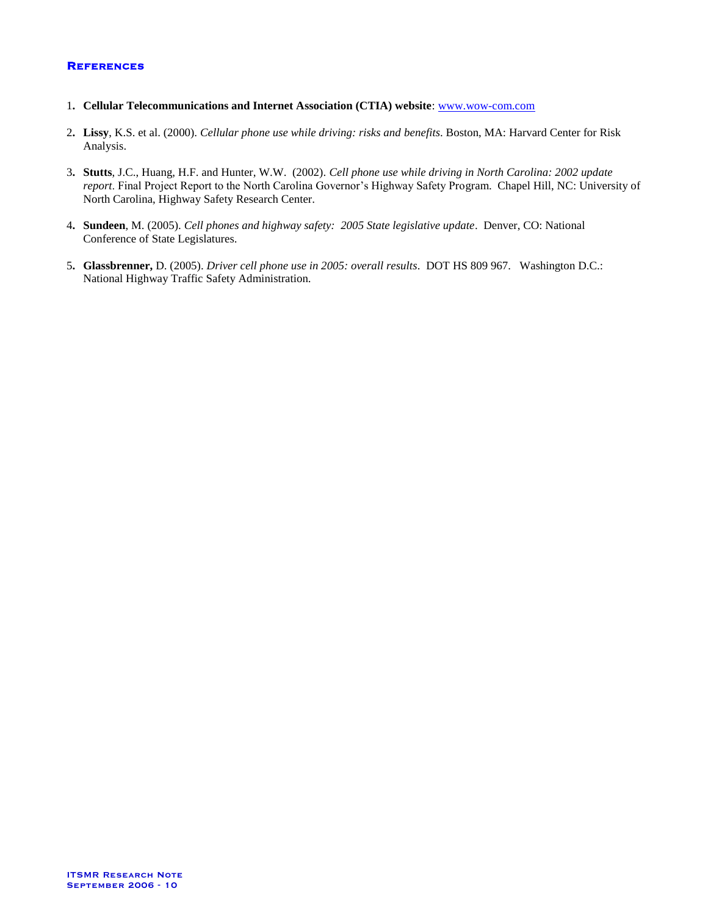## References

1. **Cellular Telecommunications and Internet Association (CTIA) website**: [www.wow-com.com](http://www.wow-com.com)

2. **Lissy**, K.S. et al. (2000). *Cellular phone use while driving: risks and benefits*. Boston, MA: Harvard Center for Risk Analysis.

3. **Stutts**, J.C., Huang, H.F. and Hunter, W.W. (2002). *Cell phone use while driving in North Carolina: 2002 update report*. Final Project Report to the North Carolina Governor's Highway Safety Program. Chapel Hill, NC: University of North Carolina, Highway Safety Research Center.

4. **Sundeen**, M. (2005). *Cell phones and highway safety: 2005 State legislative update*. Denver, CO: National Conference of State Legislatures.

5. **Glassbrenner,** D. (2005). *Driver cell phone use in 2005: overall results*. DOT HS 809 967. Washington D.C.: National Highway Traffic Safety Administration.